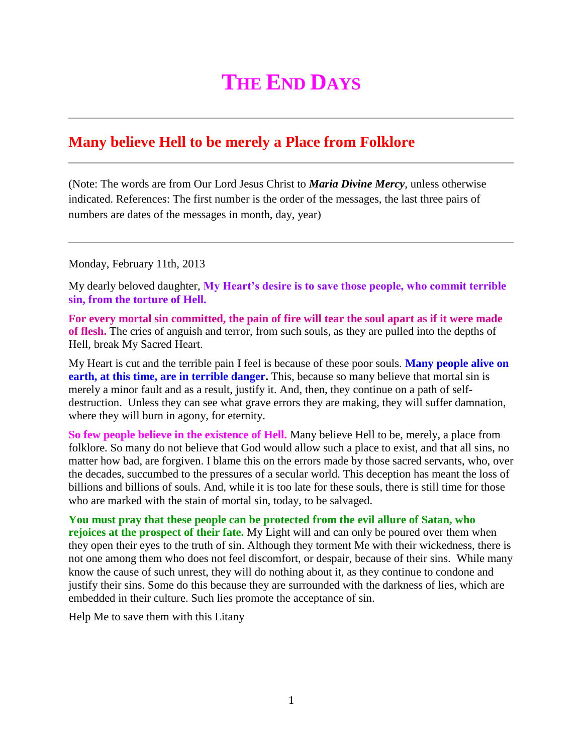# The End Days

---

## Many believe Hell to be merely a Place from Folklore

---

(Note: The words are from Our Lord Jesus Christ to ***Maria Divine Mercy***, unless otherwise indicated. References: The first number is the order of the messages, the last three pairs of numbers are dates of the messages in month, day, year)

---

Monday, February 11th, 2013

My dearly beloved daughter, **My Heart's desire is to save those people, who commit terrible sin, from the torture of Hell.**

**For every mortal sin committed, the pain of fire will tear the soul apart as if it were made of flesh.** The cries of anguish and terror, from such souls, as they are pulled into the depths of Hell, break My Sacred Heart.

My Heart is cut and the terrible pain I feel is because of these poor souls. **Many people alive on earth, at this time, are in terrible danger.** This, because so many believe that mortal sin is merely a minor fault and as a result, justify it. And, then, they continue on a path of self-destruction. Unless they can see what grave errors they are making, they will suffer damnation, where they will burn in agony, for eternity.

**So few people believe in the existence of Hell.** Many believe Hell to be, merely, a place from folklore. So many do not believe that God would allow such a place to exist, and that all sins, no matter how bad, are forgiven. I blame this on the errors made by those sacred servants, who, over the decades, succumbed to the pressures of a secular world. This deception has meant the loss of billions and billions of souls. And, while it is too late for these souls, there is still time for those who are marked with the stain of mortal sin, today, to be salvaged.

**You must pray that these people can be protected from the evil allure of Satan, who rejoices at the prospect of their fate.** My Light will and can only be poured over them when they open their eyes to the truth of sin. Although they torment Me with their wickedness, there is not one among them who does not feel discomfort, or despair, because of their sins. While many know the cause of such unrest, they will do nothing about it, as they continue to condone and justify their sins. Some do this because they are surrounded with the darkness of lies, which are embedded in their culture. Such lies promote the acceptance of sin.

Help Me to save them with this Litany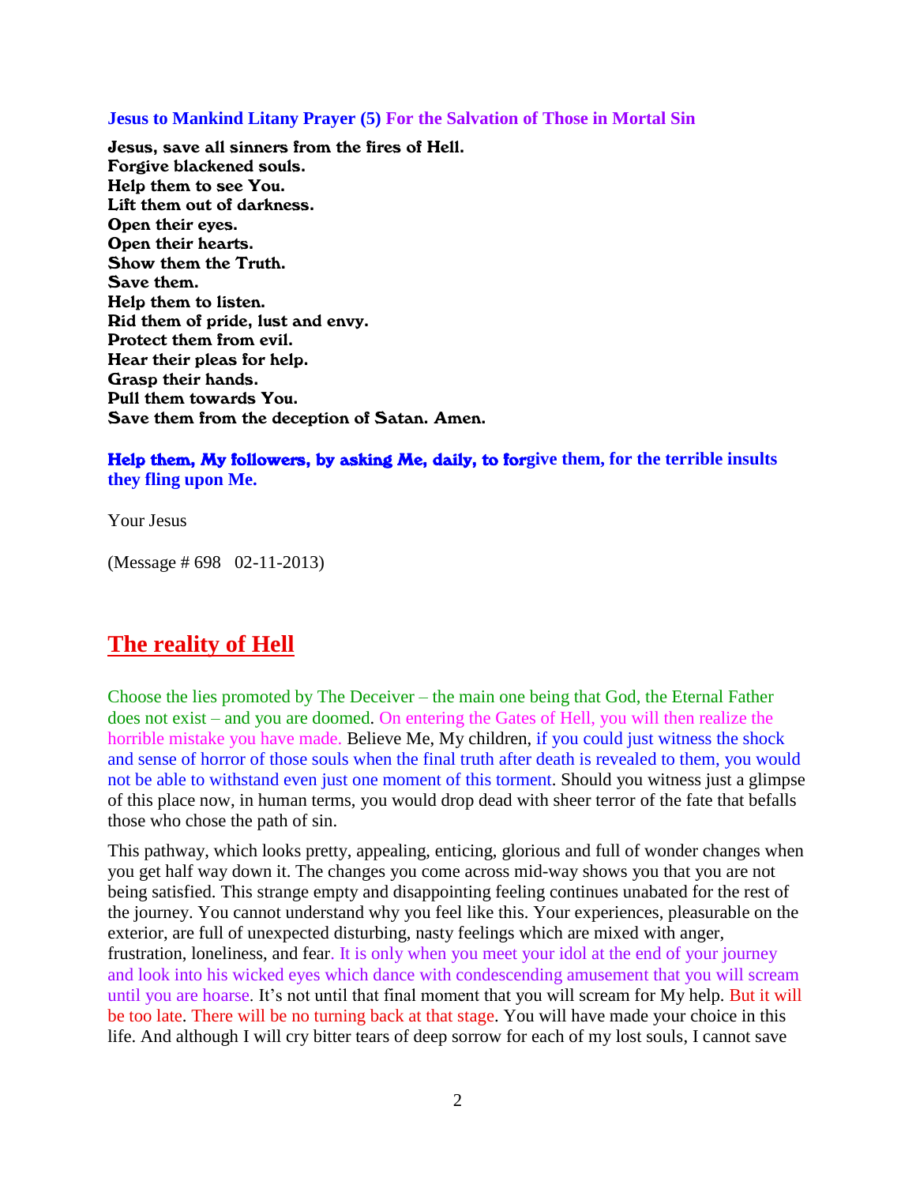**Jesus to Mankind Litany Prayer (5) For the Salvation of Those in Mortal Sin**

**Jesus, save all sinners from the fires of Hell.**
**Forgive blackened souls.**
**Help them to see You.**
**Lift them out of darkness.**
**Open their eyes.**
**Open their hearts.**
**Show them the Truth.**
**Save them.**
**Help them to listen.**
**Rid them of pride, lust and envy.**
**Protect them from evil.**
**Hear their pleas for help.**
**Grasp their hands.**
**Pull them towards You.**
**Save them from the deception of Satan. Amen.**

**Help them, My followers, by asking Me, daily, to forgive them, for the terrible insults they fling upon Me.**

Your Jesus

(Message # 698   02-11-2013)

## The reality of Hell

Choose the lies promoted by The Deceiver – the main one being that God, the Eternal Father does not exist – and you are doomed. On entering the Gates of Hell, you will then realize the horrible mistake you have made. Believe Me, My children, if you could just witness the shock and sense of horror of those souls when the final truth after death is revealed to them, you would not be able to withstand even just one moment of this torment. Should you witness just a glimpse of this place now, in human terms, you would drop dead with sheer terror of the fate that befalls those who chose the path of sin.

This pathway, which looks pretty, appealing, enticing, glorious and full of wonder changes when you get half way down it. The changes you come across mid-way shows you that you are not being satisfied. This strange empty and disappointing feeling continues unabated for the rest of the journey. You cannot understand why you feel like this. Your experiences, pleasurable on the exterior, are full of unexpected disturbing, nasty feelings which are mixed with anger, frustration, loneliness, and fear. It is only when you meet your idol at the end of your journey and look into his wicked eyes which dance with condescending amusement that you will scream until you are hoarse. It's not until that final moment that you will scream for My help. But it will be too late. There will be no turning back at that stage. You will have made your choice in this life. And although I will cry bitter tears of deep sorrow for each of my lost souls, I cannot save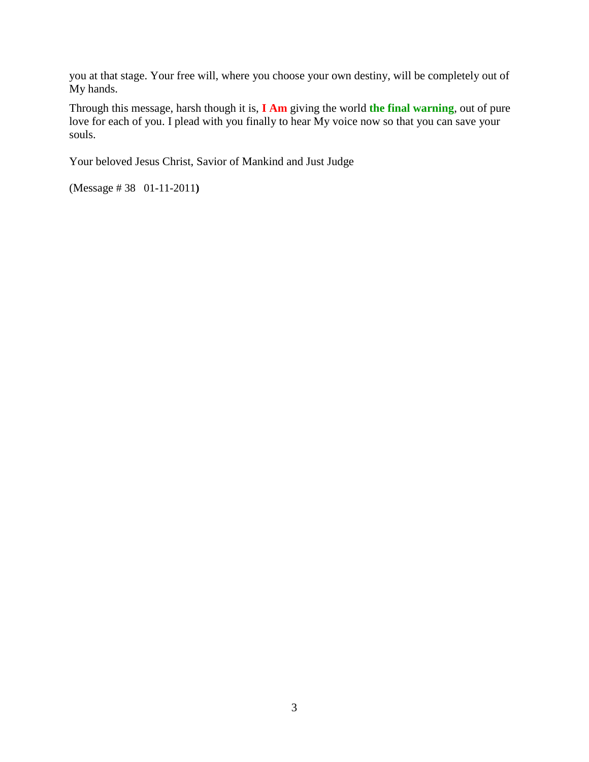you at that stage. Your free will, where you choose your own destiny, will be completely out of My hands.

Through this message, harsh though it is, **I Am** giving the world **the final warning**, out of pure love for each of you. I plead with you finally to hear My voice now so that you can save your souls.

Your beloved Jesus Christ, Savior of Mankind and Just Judge

(Message # 38 01-11-2011**)**